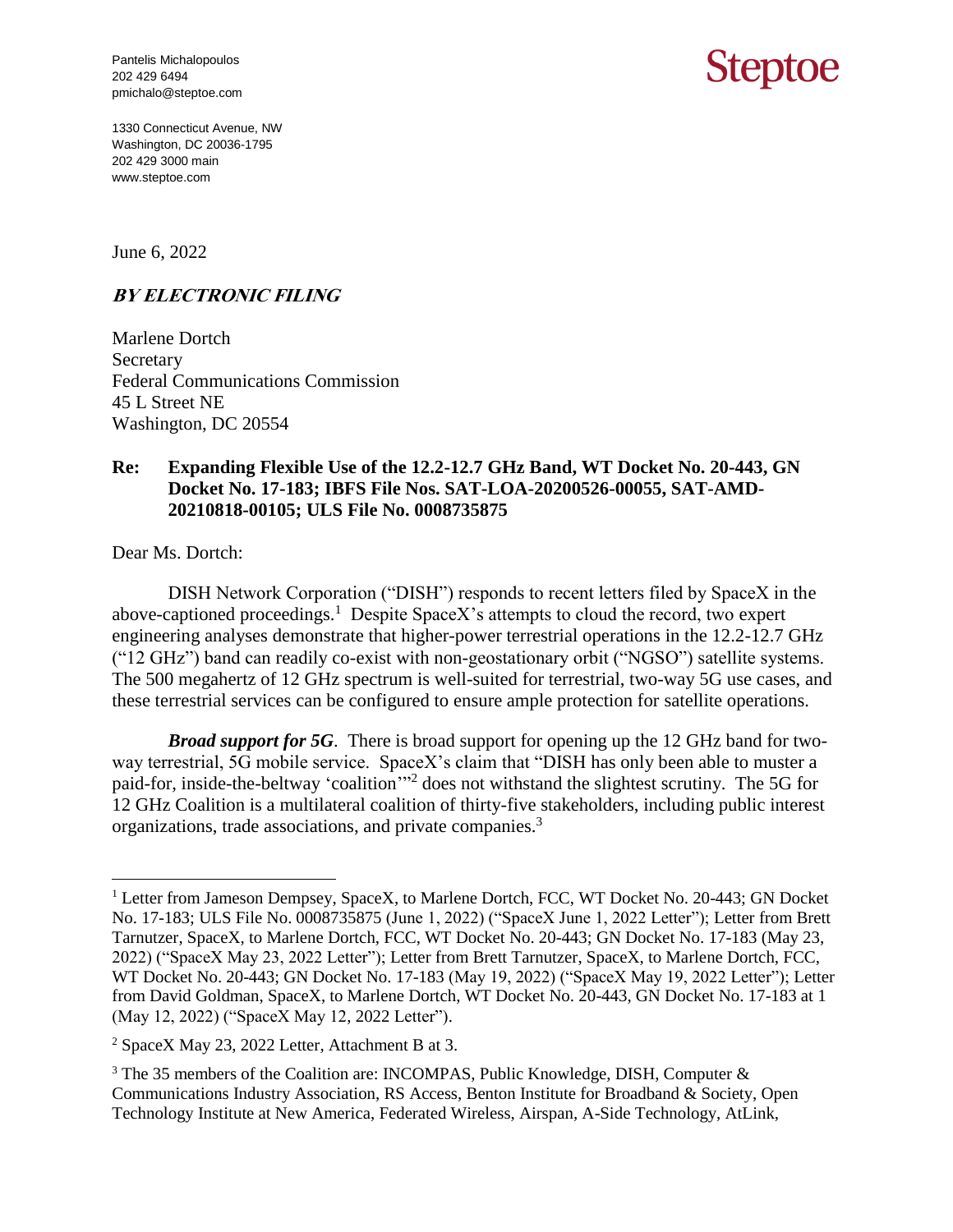Pantelis Michalopoulos
202 429 6494
pmichalo@steptoe.com

**Steptoe**

1330 Connecticut Avenue, NW
Washington, DC 20036-1795
202 429 3000 main
www.steptoe.com

June 6, 2022

***BY ELECTRONIC FILING***

Marlene Dortch
Secretary
Federal Communications Commission
45 L Street NE
Washington, DC 20554

**Re: Expanding Flexible Use of the 12.2-12.7 GHz Band, WT Docket No. 20-443, GN Docket No. 17-183; IBFS File Nos. SAT-LOA-20200526-00055, SAT-AMD-20210818-00105; ULS File No. 0008735875**

Dear Ms. Dortch:

DISH Network Corporation ("DISH") responds to recent letters filed by SpaceX in the above-captioned proceedings.[1] Despite SpaceX's attempts to cloud the record, two expert engineering analyses demonstrate that higher-power terrestrial operations in the 12.2-12.7 GHz ("12 GHz") band can readily co-exist with non-geostationary orbit ("NGSO") satellite systems. The 500 megahertz of 12 GHz spectrum is well-suited for terrestrial, two-way 5G use cases, and these terrestrial services can be configured to ensure ample protection for satellite operations.

***Broad support for 5G***. There is broad support for opening up the 12 GHz band for two-way terrestrial, 5G mobile service. SpaceX's claim that "DISH has only been able to muster a paid-for, inside-the-beltway 'coalition'"[2] does not withstand the slightest scrutiny. The 5G for 12 GHz Coalition is a multilateral coalition of thirty-five stakeholders, including public interest organizations, trade associations, and private companies.[3]

---

[1] Letter from Jameson Dempsey, SpaceX, to Marlene Dortch, FCC, WT Docket No. 20-443; GN Docket No. 17-183; ULS File No. 0008735875 (June 1, 2022) ("SpaceX June 1, 2022 Letter"); Letter from Brett Tarnutzer, SpaceX, to Marlene Dortch, FCC, WT Docket No. 20-443; GN Docket No. 17-183 (May 23, 2022) ("SpaceX May 23, 2022 Letter"); Letter from Brett Tarnutzer, SpaceX, to Marlene Dortch, FCC, WT Docket No. 20-443; GN Docket No. 17-183 (May 19, 2022) ("SpaceX May 19, 2022 Letter"); Letter from David Goldman, SpaceX, to Marlene Dortch, WT Docket No. 20-443, GN Docket No. 17-183 at 1 (May 12, 2022) ("SpaceX May 12, 2022 Letter").

[2] SpaceX May 23, 2022 Letter, Attachment B at 3.

[3] The 35 members of the Coalition are: INCOMPAS, Public Knowledge, DISH, Computer & Communications Industry Association, RS Access, Benton Institute for Broadband & Society, Open Technology Institute at New America, Federated Wireless, Airspan, A-Side Technology, AtLink,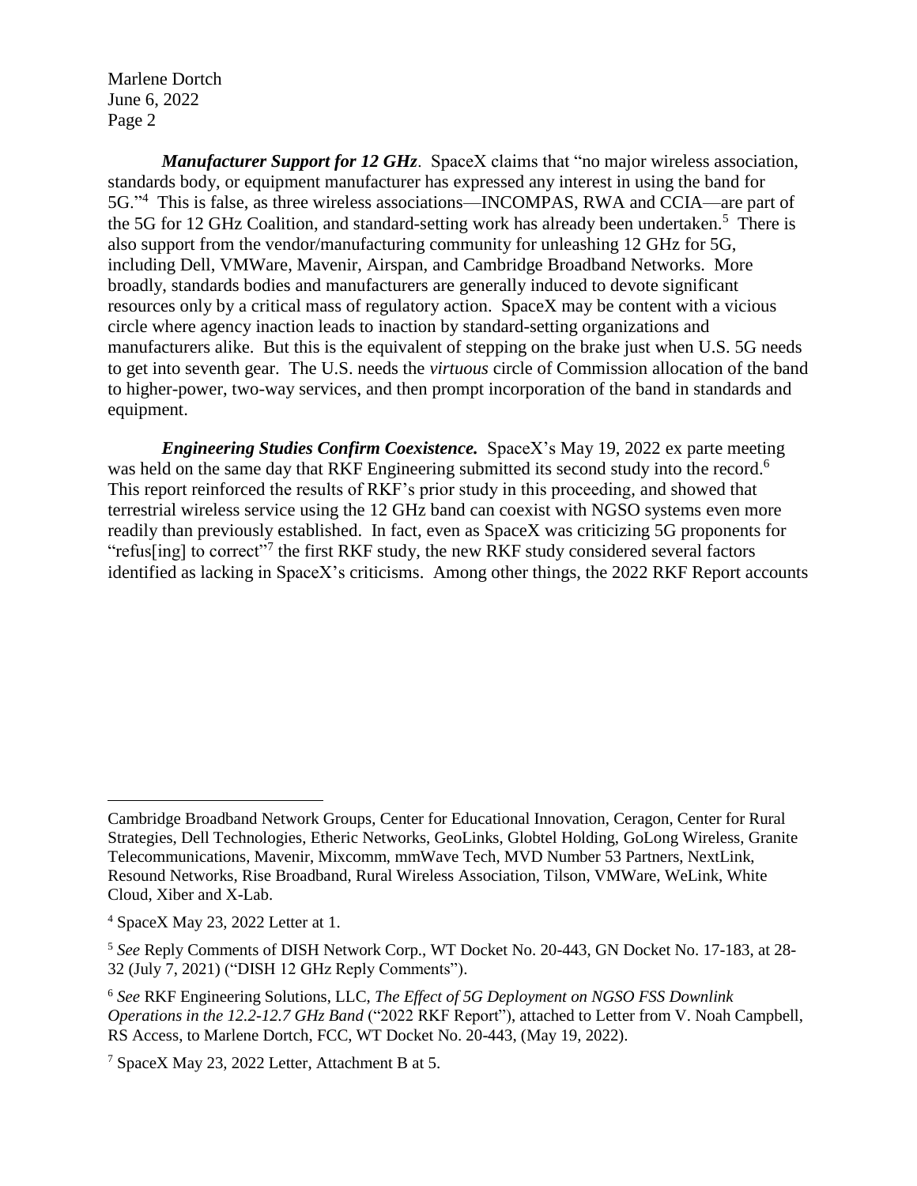***Manufacturer Support for 12 GHz*.** SpaceX claims that "no major wireless association, standards body, or equipment manufacturer has expressed any interest in using the band for 5G."[4] This is false, as three wireless associations—INCOMPAS, RWA and CCIA—are part of the 5G for 12 GHz Coalition, and standard-setting work has already been undertaken.[5] There is also support from the vendor/manufacturing community for unleashing 12 GHz for 5G, including Dell, VMWare, Mavenir, Airspan, and Cambridge Broadband Networks. More broadly, standards bodies and manufacturers are generally induced to devote significant resources only by a critical mass of regulatory action. SpaceX may be content with a vicious circle where agency inaction leads to inaction by standard-setting organizations and manufacturers alike. But this is the equivalent of stepping on the brake just when U.S. 5G needs to get into seventh gear. The U.S. needs the *virtuous* circle of Commission allocation of the band to higher-power, two-way services, and then prompt incorporation of the band in standards and equipment.

***Engineering Studies Confirm Coexistence.*** SpaceX's May 19, 2022 ex parte meeting was held on the same day that RKF Engineering submitted its second study into the record.[6] This report reinforced the results of RKF's prior study in this proceeding, and showed that terrestrial wireless service using the 12 GHz band can coexist with NGSO systems even more readily than previously established. In fact, even as SpaceX was criticizing 5G proponents for "refus[ing] to correct"[7] the first RKF study, the new RKF study considered several factors identified as lacking in SpaceX's criticisms. Among other things, the 2022 RKF Report accounts

---

Cambridge Broadband Network Groups, Center for Educational Innovation, Ceragon, Center for Rural Strategies, Dell Technologies, Etheric Networks, GeoLinks, Globtel Holding, GoLong Wireless, Granite Telecommunications, Mavenir, Mixcomm, mmWave Tech, MVD Number 53 Partners, NextLink, Resound Networks, Rise Broadband, Rural Wireless Association, Tilson, VMWare, WeLink, White Cloud, Xiber and X-Lab.

[4] SpaceX May 23, 2022 Letter at 1.

[5] *See* Reply Comments of DISH Network Corp., WT Docket No. 20-443, GN Docket No. 17-183, at 28-32 (July 7, 2021) ("DISH 12 GHz Reply Comments").

[6] *See* RKF Engineering Solutions, LLC, *The Effect of 5G Deployment on NGSO FSS Downlink Operations in the 12.2-12.7 GHz Band* ("2022 RKF Report"), attached to Letter from V. Noah Campbell, RS Access, to Marlene Dortch, FCC, WT Docket No. 20-443, (May 19, 2022).

[7] SpaceX May 23, 2022 Letter, Attachment B at 5.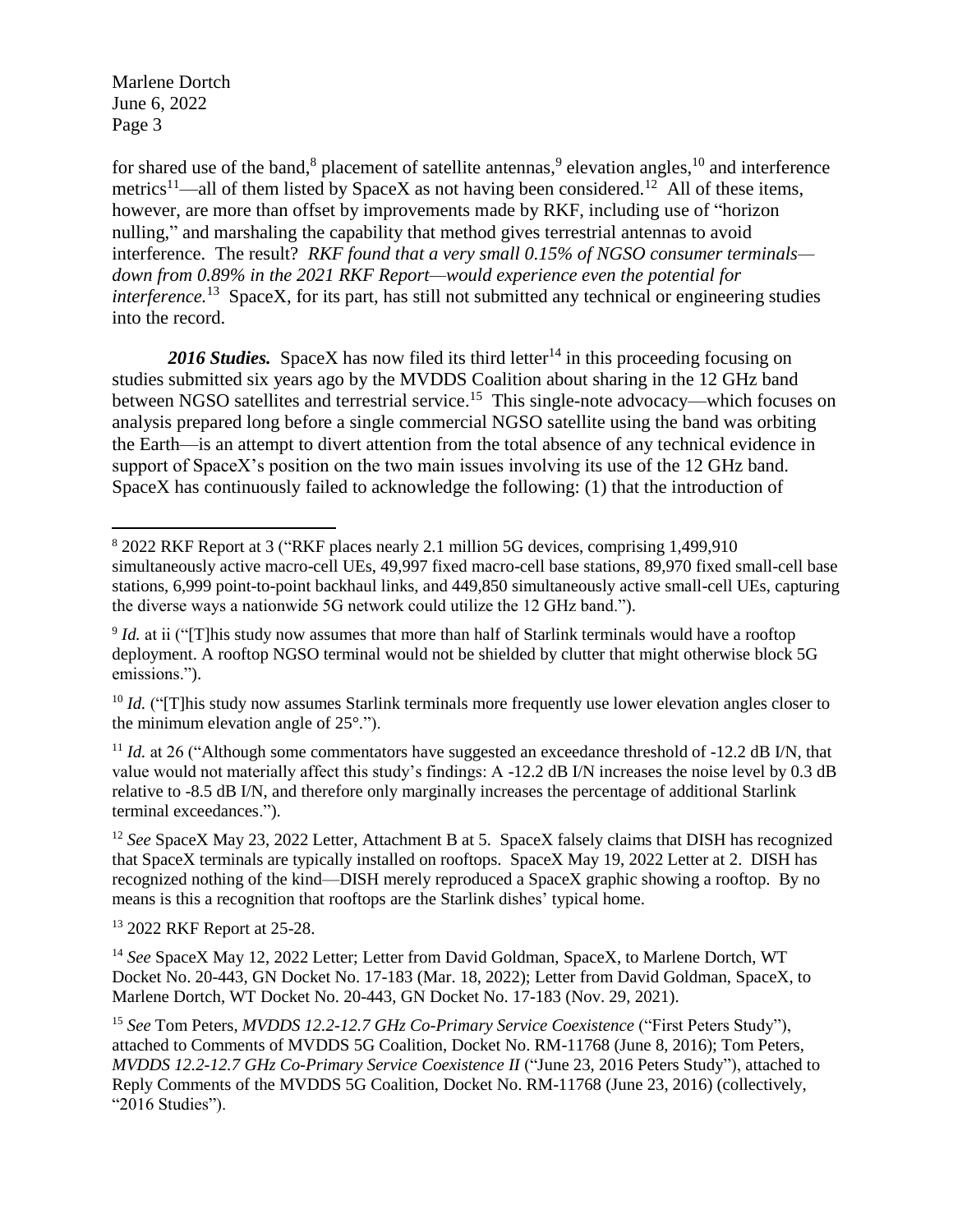for shared use of the band,[8] placement of satellite antennas,[9] elevation angles,[10] and interference metrics[11]—all of them listed by SpaceX as not having been considered.[12] All of these items, however, are more than offset by improvements made by RKF, including use of "horizon nulling," and marshaling the capability that method gives terrestrial antennas to avoid interference. The result? *RKF found that a very small 0.15% of NGSO consumer terminals—down from 0.89% in the 2021 RKF Report—would experience even the potential for interference.*[13] SpaceX, for its part, has still not submitted any technical or engineering studies into the record.

***2016 Studies.*** SpaceX has now filed its third letter[14] in this proceeding focusing on studies submitted six years ago by the MVDDS Coalition about sharing in the 12 GHz band between NGSO satellites and terrestrial service.[15] This single-note advocacy—which focuses on analysis prepared long before a single commercial NGSO satellite using the band was orbiting the Earth—is an attempt to divert attention from the total absence of any technical evidence in support of SpaceX's position on the two main issues involving its use of the 12 GHz band. SpaceX has continuously failed to acknowledge the following: (1) that the introduction of

---

[8] 2022 RKF Report at 3 ("RKF places nearly 2.1 million 5G devices, comprising 1,499,910 simultaneously active macro-cell UEs, 49,997 fixed macro-cell base stations, 89,970 fixed small-cell base stations, 6,999 point-to-point backhaul links, and 449,850 simultaneously active small-cell UEs, capturing the diverse ways a nationwide 5G network could utilize the 12 GHz band.").

[9] *Id.* at ii ("[T]his study now assumes that more than half of Starlink terminals would have a rooftop deployment. A rooftop NGSO terminal would not be shielded by clutter that might otherwise block 5G emissions.").

[10] *Id.* ("[T]his study now assumes Starlink terminals more frequently use lower elevation angles closer to the minimum elevation angle of 25°.").

[11] *Id.* at 26 ("Although some commentators have suggested an exceedance threshold of -12.2 dB I/N, that value would not materially affect this study's findings: A -12.2 dB I/N increases the noise level by 0.3 dB relative to -8.5 dB I/N, and therefore only marginally increases the percentage of additional Starlink terminal exceedances.").

[12] *See* SpaceX May 23, 2022 Letter, Attachment B at 5. SpaceX falsely claims that DISH has recognized that SpaceX terminals are typically installed on rooftops. SpaceX May 19, 2022 Letter at 2. DISH has recognized nothing of the kind—DISH merely reproduced a SpaceX graphic showing a rooftop. By no means is this a recognition that rooftops are the Starlink dishes' typical home.

[13] 2022 RKF Report at 25-28.

[14] *See* SpaceX May 12, 2022 Letter; Letter from David Goldman, SpaceX, to Marlene Dortch, WT Docket No. 20-443, GN Docket No. 17-183 (Mar. 18, 2022); Letter from David Goldman, SpaceX, to Marlene Dortch, WT Docket No. 20-443, GN Docket No. 17-183 (Nov. 29, 2021).

[15] *See* Tom Peters, *MVDDS 12.2-12.7 GHz Co-Primary Service Coexistence* ("First Peters Study"), attached to Comments of MVDDS 5G Coalition, Docket No. RM-11768 (June 8, 2016); Tom Peters, *MVDDS 12.2-12.7 GHz Co-Primary Service Coexistence II* ("June 23, 2016 Peters Study"), attached to Reply Comments of the MVDDS 5G Coalition, Docket No. RM-11768 (June 23, 2016) (collectively, "2016 Studies").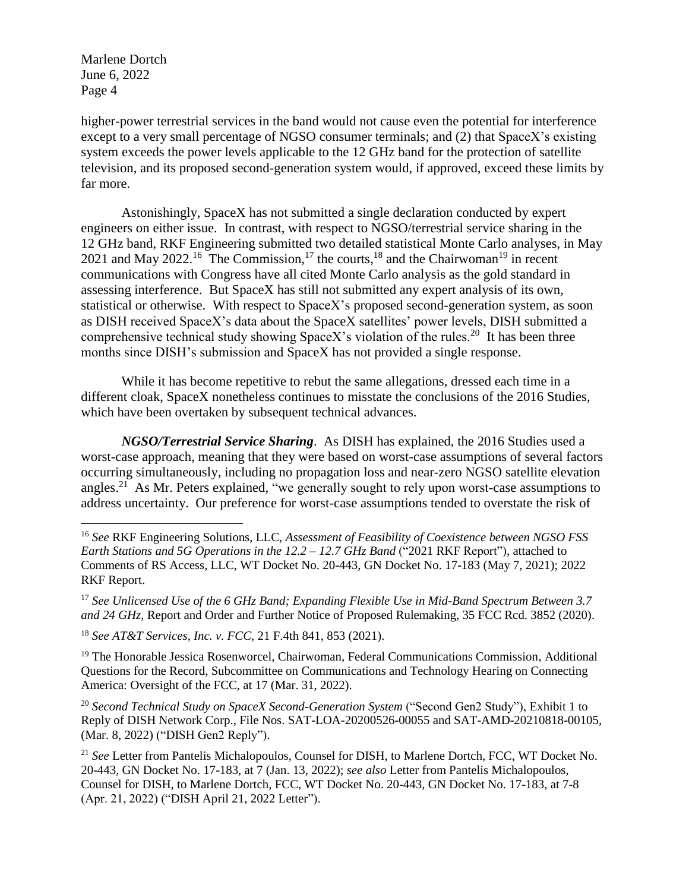higher-power terrestrial services in the band would not cause even the potential for interference except to a very small percentage of NGSO consumer terminals; and (2) that SpaceX's existing system exceeds the power levels applicable to the 12 GHz band for the protection of satellite television, and its proposed second-generation system would, if approved, exceed these limits by far more.

Astonishingly, SpaceX has not submitted a single declaration conducted by expert engineers on either issue. In contrast, with respect to NGSO/terrestrial service sharing in the 12 GHz band, RKF Engineering submitted two detailed statistical Monte Carlo analyses, in May 2021 and May 2022.[16] The Commission,[17] the courts,[18] and the Chairwoman[19] in recent communications with Congress have all cited Monte Carlo analysis as the gold standard in assessing interference. But SpaceX has still not submitted any expert analysis of its own, statistical or otherwise. With respect to SpaceX's proposed second-generation system, as soon as DISH received SpaceX's data about the SpaceX satellites' power levels, DISH submitted a comprehensive technical study showing SpaceX's violation of the rules.[20] It has been three months since DISH's submission and SpaceX has not provided a single response.

While it has become repetitive to rebut the same allegations, dressed each time in a different cloak, SpaceX nonetheless continues to misstate the conclusions of the 2016 Studies, which have been overtaken by subsequent technical advances.

***NGSO/Terrestrial Service Sharing***. As DISH has explained, the 2016 Studies used a worst-case approach, meaning that they were based on worst-case assumptions of several factors occurring simultaneously, including no propagation loss and near-zero NGSO satellite elevation angles.[21] As Mr. Peters explained, "we generally sought to rely upon worst-case assumptions to address uncertainty. Our preference for worst-case assumptions tended to overstate the risk of

---

[16] *See* RKF Engineering Solutions, LLC, *Assessment of Feasibility of Coexistence between NGSO FSS Earth Stations and 5G Operations in the 12.2 – 12.7 GHz Band* ("2021 RKF Report"), attached to Comments of RS Access, LLC, WT Docket No. 20-443, GN Docket No. 17-183 (May 7, 2021); 2022 RKF Report.

[17] *See Unlicensed Use of the 6 GHz Band; Expanding Flexible Use in Mid-Band Spectrum Between 3.7 and 24 GHz*, Report and Order and Further Notice of Proposed Rulemaking, 35 FCC Rcd. 3852 (2020).

[18] *See AT&T Services, Inc. v. FCC*, 21 F.4th 841, 853 (2021).

[19] The Honorable Jessica Rosenworcel, Chairwoman, Federal Communications Commission, Additional Questions for the Record, Subcommittee on Communications and Technology Hearing on Connecting America: Oversight of the FCC, at 17 (Mar. 31, 2022).

[20] *Second Technical Study on SpaceX Second-Generation System* ("Second Gen2 Study"), Exhibit 1 to Reply of DISH Network Corp., File Nos. SAT-LOA-20200526-00055 and SAT-AMD-20210818-00105, (Mar. 8, 2022) ("DISH Gen2 Reply").

[21] *See* Letter from Pantelis Michalopoulos, Counsel for DISH, to Marlene Dortch, FCC, WT Docket No. 20-443, GN Docket No. 17-183, at 7 (Jan. 13, 2022); *see also* Letter from Pantelis Michalopoulos, Counsel for DISH, to Marlene Dortch, FCC, WT Docket No. 20-443, GN Docket No. 17-183, at 7-8 (Apr. 21, 2022) ("DISH April 21, 2022 Letter").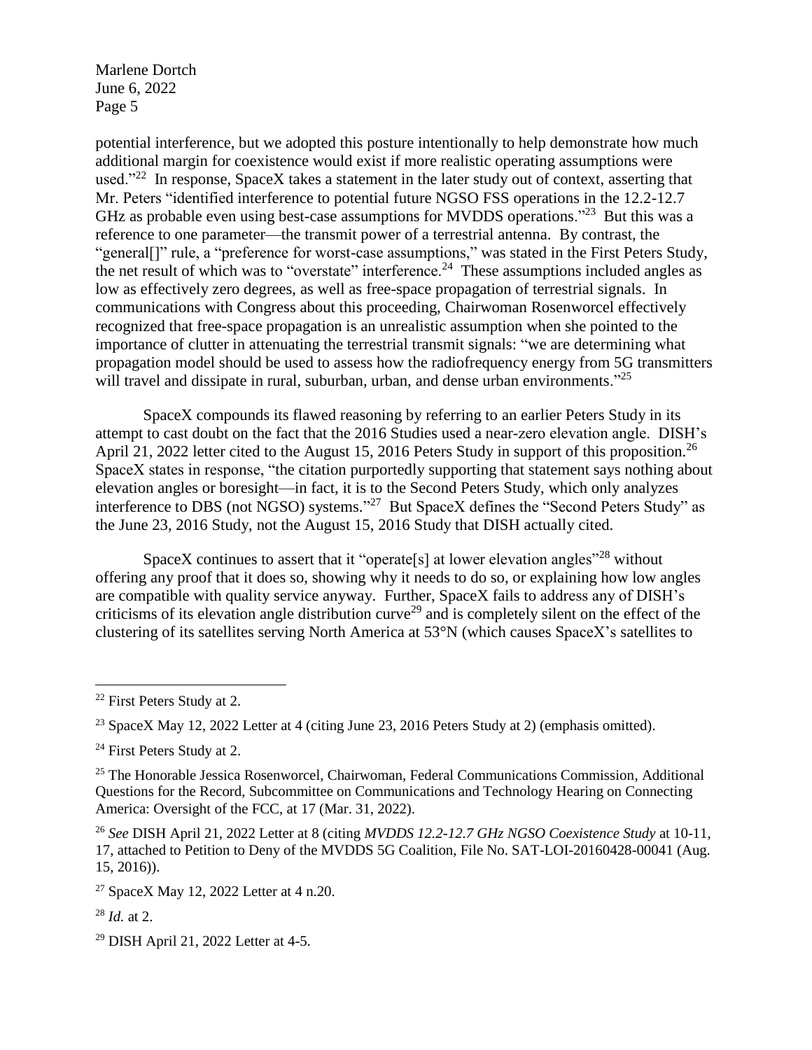potential interference, but we adopted this posture intentionally to help demonstrate how much additional margin for coexistence would exist if more realistic operating assumptions were used."[22] In response, SpaceX takes a statement in the later study out of context, asserting that Mr. Peters "identified interference to potential future NGSO FSS operations in the 12.2-12.7 GHz as probable even using best-case assumptions for MVDDS operations."[23] But this was a reference to one parameter—the transmit power of a terrestrial antenna. By contrast, the "general[]" rule, a "preference for worst-case assumptions," was stated in the First Peters Study, the net result of which was to "overstate" interference.[24] These assumptions included angles as low as effectively zero degrees, as well as free-space propagation of terrestrial signals. In communications with Congress about this proceeding, Chairwoman Rosenworcel effectively recognized that free-space propagation is an unrealistic assumption when she pointed to the importance of clutter in attenuating the terrestrial transmit signals: "we are determining what propagation model should be used to assess how the radiofrequency energy from 5G transmitters will travel and dissipate in rural, suburban, urban, and dense urban environments."[25]

SpaceX compounds its flawed reasoning by referring to an earlier Peters Study in its attempt to cast doubt on the fact that the 2016 Studies used a near-zero elevation angle. DISH's April 21, 2022 letter cited to the August 15, 2016 Peters Study in support of this proposition.[26] SpaceX states in response, "the citation purportedly supporting that statement says nothing about elevation angles or boresight—in fact, it is to the Second Peters Study, which only analyzes interference to DBS (not NGSO) systems."[27] But SpaceX defines the "Second Peters Study" as the June 23, 2016 Study, not the August 15, 2016 Study that DISH actually cited.

SpaceX continues to assert that it "operate[s] at lower elevation angles"[28] without offering any proof that it does so, showing why it needs to do so, or explaining how low angles are compatible with quality service anyway. Further, SpaceX fails to address any of DISH's criticisms of its elevation angle distribution curve[29] and is completely silent on the effect of the clustering of its satellites serving North America at 53°N (which causes SpaceX's satellites to

---

[22] First Peters Study at 2.

[23] SpaceX May 12, 2022 Letter at 4 (citing June 23, 2016 Peters Study at 2) (emphasis omitted).

[24] First Peters Study at 2.

[25] The Honorable Jessica Rosenworcel, Chairwoman, Federal Communications Commission, Additional Questions for the Record, Subcommittee on Communications and Technology Hearing on Connecting America: Oversight of the FCC, at 17 (Mar. 31, 2022).

[26] *See* DISH April 21, 2022 Letter at 8 (citing *MVDDS 12.2-12.7 GHz NGSO Coexistence Study* at 10-11, 17, attached to Petition to Deny of the MVDDS 5G Coalition, File No. SAT-LOI-20160428-00041 (Aug. 15, 2016)).

[27] SpaceX May 12, 2022 Letter at 4 n.20.

[28] *Id.* at 2.

[29] DISH April 21, 2022 Letter at 4-5.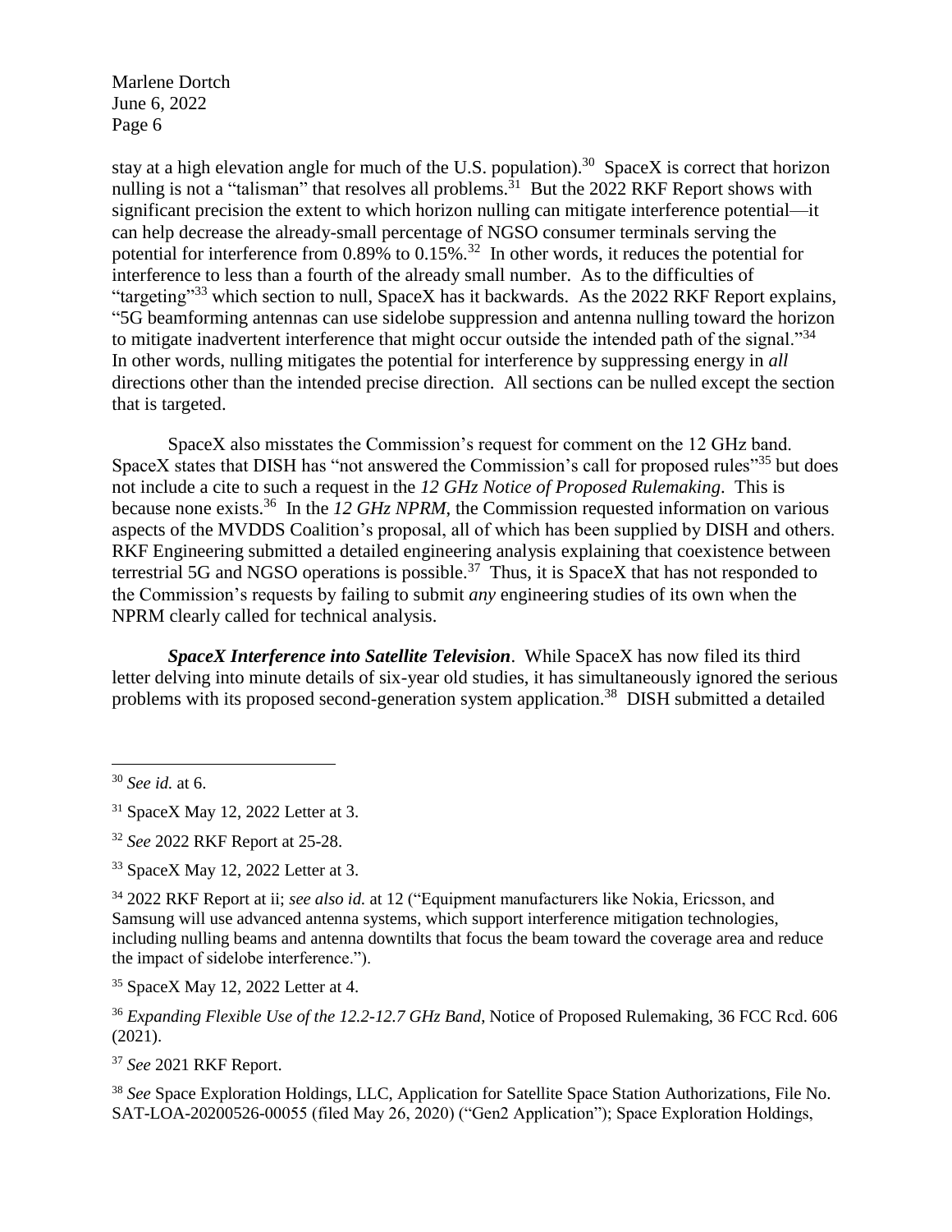stay at a high elevation angle for much of the U.S. population).[30] SpaceX is correct that horizon nulling is not a "talisman" that resolves all problems.[31] But the 2022 RKF Report shows with significant precision the extent to which horizon nulling can mitigate interference potential—it can help decrease the already-small percentage of NGSO consumer terminals serving the potential for interference from 0.89% to 0.15%.[32] In other words, it reduces the potential for interference to less than a fourth of the already small number. As to the difficulties of "targeting"[33] which section to null, SpaceX has it backwards. As the 2022 RKF Report explains, "5G beamforming antennas can use sidelobe suppression and antenna nulling toward the horizon to mitigate inadvertent interference that might occur outside the intended path of the signal."[34] In other words, nulling mitigates the potential for interference by suppressing energy in *all* directions other than the intended precise direction. All sections can be nulled except the section that is targeted.

SpaceX also misstates the Commission's request for comment on the 12 GHz band. SpaceX states that DISH has "not answered the Commission's call for proposed rules"[35] but does not include a cite to such a request in the *12 GHz Notice of Proposed Rulemaking*. This is because none exists.[36] In the *12 GHz NPRM*, the Commission requested information on various aspects of the MVDDS Coalition's proposal, all of which has been supplied by DISH and others. RKF Engineering submitted a detailed engineering analysis explaining that coexistence between terrestrial 5G and NGSO operations is possible.[37] Thus, it is SpaceX that has not responded to the Commission's requests by failing to submit *any* engineering studies of its own when the NPRM clearly called for technical analysis.

***SpaceX Interference into Satellite Television***. While SpaceX has now filed its third letter delving into minute details of six-year old studies, it has simultaneously ignored the serious problems with its proposed second-generation system application.[38] DISH submitted a detailed

---

[30] *See id.* at 6.

[31] SpaceX May 12, 2022 Letter at 3.

[32] *See* 2022 RKF Report at 25-28.

[33] SpaceX May 12, 2022 Letter at 3.

[34] 2022 RKF Report at ii; *see also id.* at 12 ("Equipment manufacturers like Nokia, Ericsson, and Samsung will use advanced antenna systems, which support interference mitigation technologies, including nulling beams and antenna downtilts that focus the beam toward the coverage area and reduce the impact of sidelobe interference.").

[35] SpaceX May 12, 2022 Letter at 4.

[36] *Expanding Flexible Use of the 12.2-12.7 GHz Band*, Notice of Proposed Rulemaking, 36 FCC Rcd. 606 (2021).

[37] *See* 2021 RKF Report.

[38] *See* Space Exploration Holdings, LLC, Application for Satellite Space Station Authorizations, File No. SAT-LOA-20200526-00055 (filed May 26, 2020) ("Gen2 Application"); Space Exploration Holdings,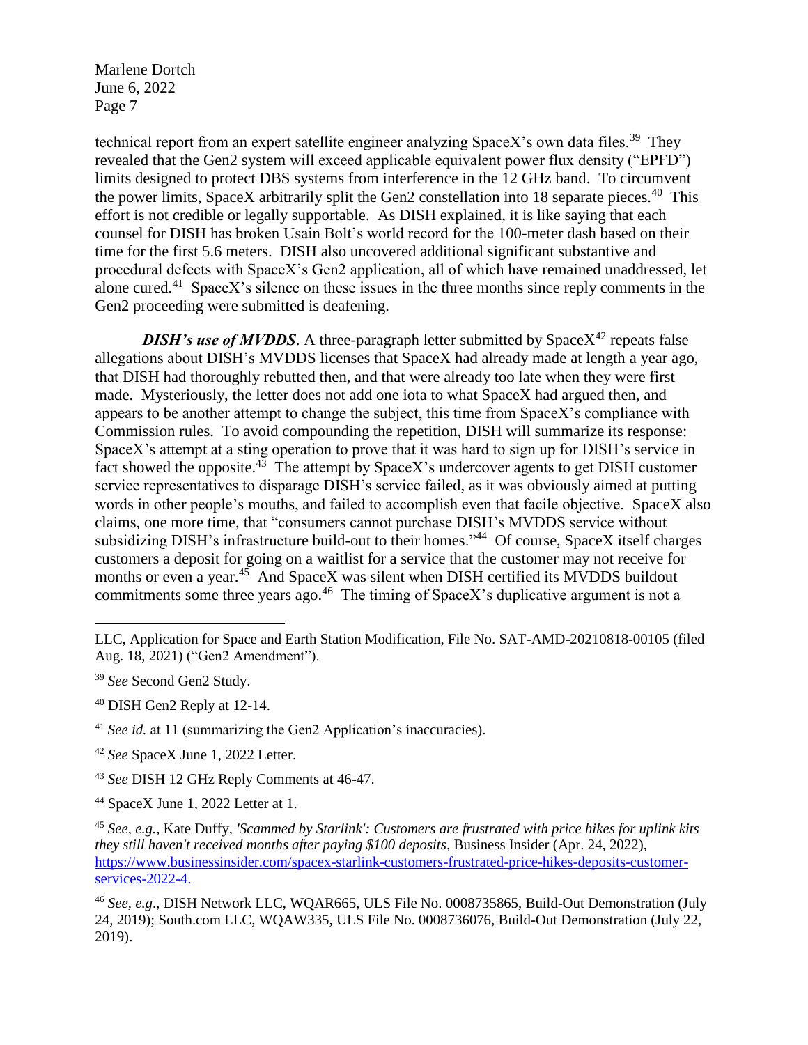technical report from an expert satellite engineer analyzing SpaceX's own data files.[39] They revealed that the Gen2 system will exceed applicable equivalent power flux density ("EPFD") limits designed to protect DBS systems from interference in the 12 GHz band. To circumvent the power limits, SpaceX arbitrarily split the Gen2 constellation into 18 separate pieces.[40] This effort is not credible or legally supportable. As DISH explained, it is like saying that each counsel for DISH has broken Usain Bolt's world record for the 100-meter dash based on their time for the first 5.6 meters. DISH also uncovered additional significant substantive and procedural defects with SpaceX's Gen2 application, all of which have remained unaddressed, let alone cured.[41] SpaceX's silence on these issues in the three months since reply comments in the Gen2 proceeding were submitted is deafening.

***DISH's use of MVDDS***. A three-paragraph letter submitted by SpaceX[42] repeats false allegations about DISH's MVDDS licenses that SpaceX had already made at length a year ago, that DISH had thoroughly rebutted then, and that were already too late when they were first made. Mysteriously, the letter does not add one iota to what SpaceX had argued then, and appears to be another attempt to change the subject, this time from SpaceX's compliance with Commission rules. To avoid compounding the repetition, DISH will summarize its response: SpaceX's attempt at a sting operation to prove that it was hard to sign up for DISH's service in fact showed the opposite.[43] The attempt by SpaceX's undercover agents to get DISH customer service representatives to disparage DISH's service failed, as it was obviously aimed at putting words in other people's mouths, and failed to accomplish even that facile objective. SpaceX also claims, one more time, that "consumers cannot purchase DISH's MVDDS service without subsidizing DISH's infrastructure build-out to their homes."[44] Of course, SpaceX itself charges customers a deposit for going on a waitlist for a service that the customer may not receive for months or even a year.[45] And SpaceX was silent when DISH certified its MVDDS buildout commitments some three years ago.[46] The timing of SpaceX's duplicative argument is not a

---

LLC, Application for Space and Earth Station Modification, File No. SAT-AMD-20210818-00105 (filed Aug. 18, 2021) ("Gen2 Amendment").

[39] *See* Second Gen2 Study.

[40] DISH Gen2 Reply at 12-14.

[41] *See id.* at 11 (summarizing the Gen2 Application's inaccuracies).

[42] *See* SpaceX June 1, 2022 Letter.

[43] *See* DISH 12 GHz Reply Comments at 46-47.

[44] SpaceX June 1, 2022 Letter at 1.

[45] *See, e.g.*, Kate Duffy, *'Scammed by Starlink': Customers are frustrated with price hikes for uplink kits they still haven't received months after paying $100 deposits*, Business Insider (Apr. 24, 2022), https://www.businessinsider.com/spacex-starlink-customers-frustrated-price-hikes-deposits-customer-services-2022-4.

[46] *See, e.g.*, DISH Network LLC, WQAR665, ULS File No. 0008735865, Build-Out Demonstration (July 24, 2019); South.com LLC, WQAW335, ULS File No. 0008736076, Build-Out Demonstration (July 22, 2019).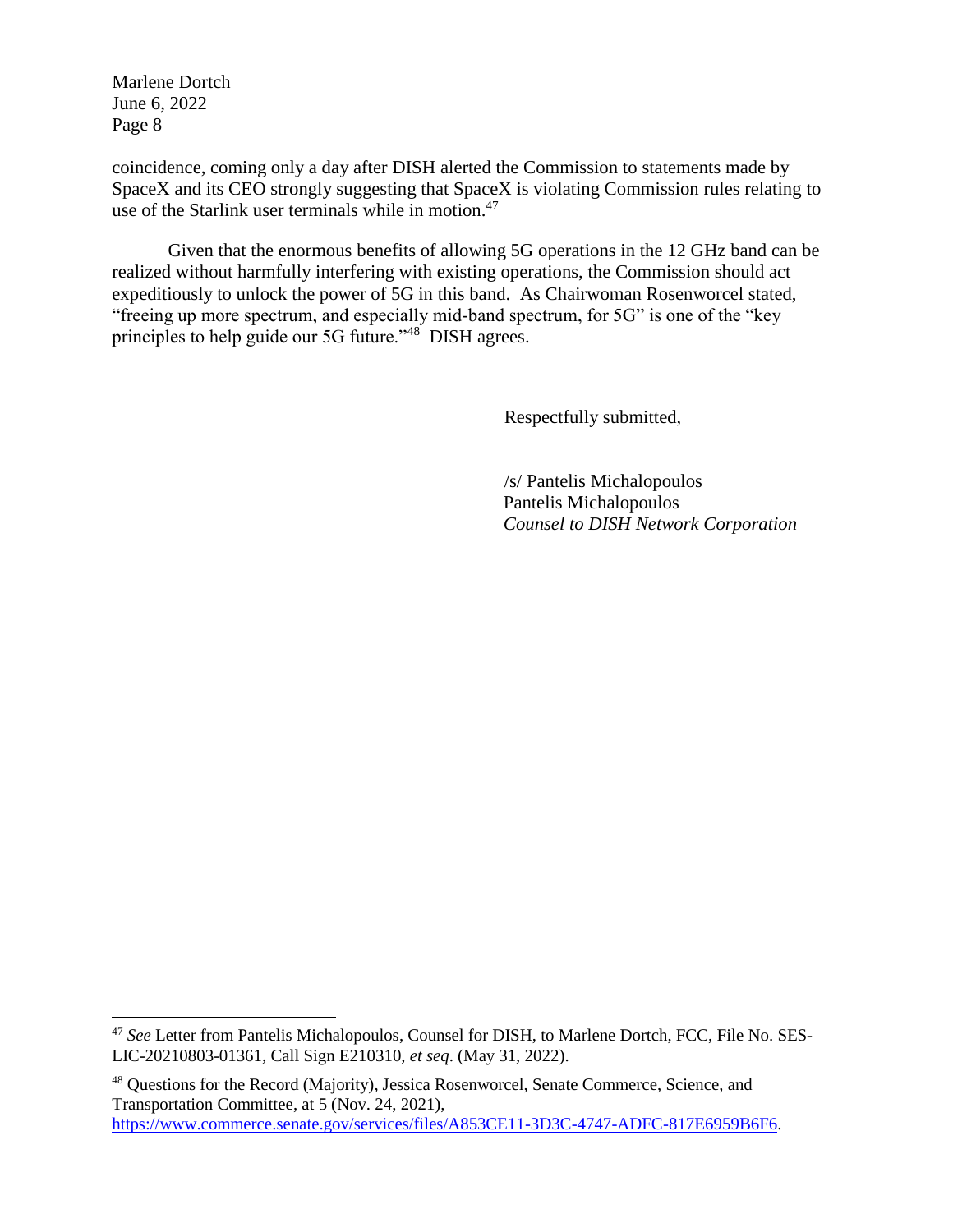coincidence, coming only a day after DISH alerted the Commission to statements made by SpaceX and its CEO strongly suggesting that SpaceX is violating Commission rules relating to use of the Starlink user terminals while in motion.[47]

Given that the enormous benefits of allowing 5G operations in the 12 GHz band can be realized without harmfully interfering with existing operations, the Commission should act expeditiously to unlock the power of 5G in this band. As Chairwoman Rosenworcel stated, "freeing up more spectrum, and especially mid-band spectrum, for 5G" is one of the "key principles to help guide our 5G future."[48] DISH agrees.

Respectfully submitted,

/s/ Pantelis Michalopoulos
Pantelis Michalopoulos
*Counsel to DISH Network Corporation*

---

[47] *See* Letter from Pantelis Michalopoulos, Counsel for DISH, to Marlene Dortch, FCC, File No. SES-LIC-20210803-01361, Call Sign E210310, *et seq*. (May 31, 2022).

[48] Questions for the Record (Majority), Jessica Rosenworcel, Senate Commerce, Science, and Transportation Committee, at 5 (Nov. 24, 2021), https://www.commerce.senate.gov/services/files/A853CE11-3D3C-4747-ADFC-817E6959B6F6.